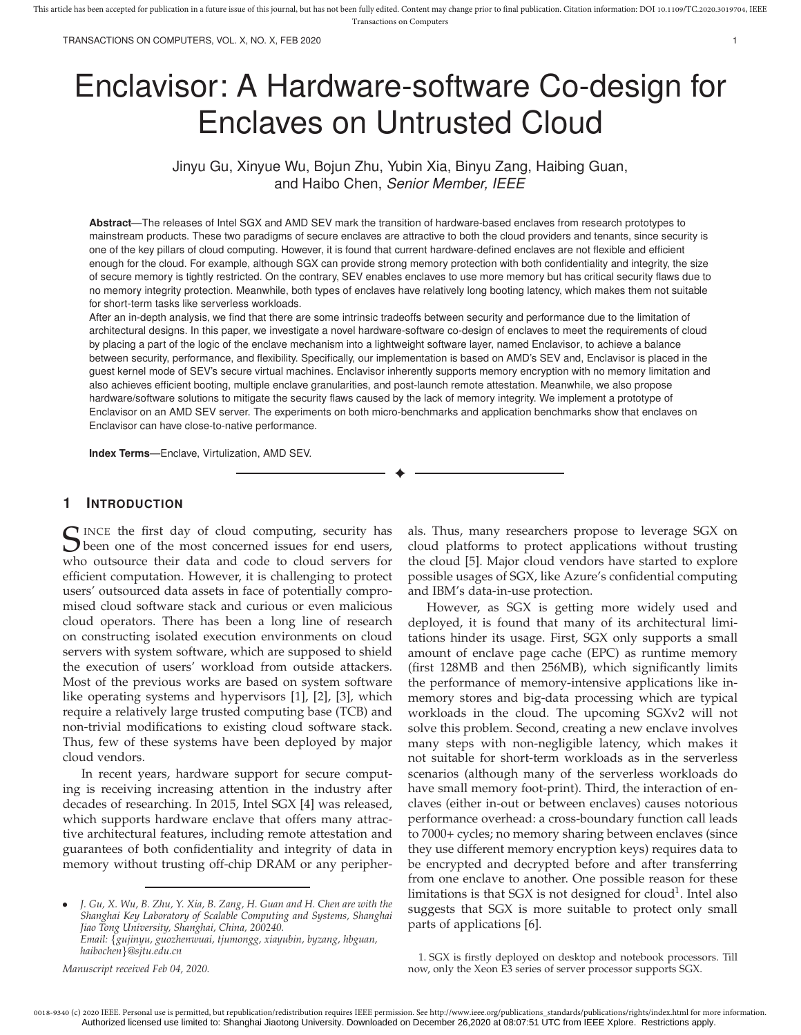# Enclavisor: A Hardware-software Co-design for Enclaves on Untrusted Cloud

Jinyu Gu, Xinyue Wu, Bojun Zhu, Yubin Xia, Binyu Zang, Haibing Guan, and Haibo Chen, *Senior Member, IEEE*

**Abstract**—The releases of Intel SGX and AMD SEV mark the transition of hardware-based enclaves from research prototypes to mainstream products. These two paradigms of secure enclaves are attractive to both the cloud providers and tenants, since security is one of the key pillars of cloud computing. However, it is found that current hardware-defined enclaves are not flexible and efficient enough for the cloud. For example, although SGX can provide strong memory protection with both confidentiality and integrity, the size of secure memory is tightly restricted. On the contrary, SEV enables enclaves to use more memory but has critical security flaws due to no memory integrity protection. Meanwhile, both types of enclaves have relatively long booting latency, which makes them not suitable for short-term tasks like serverless workloads.

After an in-depth analysis, we find that there are some intrinsic tradeoffs between security and performance due to the limitation of architectural designs. In this paper, we investigate a novel hardware-software co-design of enclaves to meet the requirements of cloud by placing a part of the logic of the enclave mechanism into a lightweight software layer, named Enclavisor, to achieve a balance between security, performance, and flexibility. Specifically, our implementation is based on AMD's SEV and, Enclavisor is placed in the guest kernel mode of SEV's secure virtual machines. Enclavisor inherently supports memory encryption with no memory limitation and also achieves efficient booting, multiple enclave granularities, and post-launch remote attestation. Meanwhile, we also propose hardware/software solutions to mitigate the security flaws caused by the lack of memory integrity. We implement a prototype of Enclavisor on an AMD SEV server. The experiments on both micro-benchmarks and application benchmarks show that enclaves on Enclavisor can have close-to-native performance.

**Index Terms**—Enclave, Virtulization, AMD SEV.

## 1 Introduction

Since the first day of cloud computing, security has been one of the most concerned issues for end users, who outsource their data and code to cloud servers for efficient computation. However, it is challenging to protect users' outsourced data assets in face of potentially compromised cloud software stack and curious or even malicious cloud operators. There has been a long line of research on constructing isolated execution environments on cloud servers with system software, which are supposed to shield the execution of users' workload from outside attackers. Most of the previous works are based on system software like operating systems and hypervisors [1], [2], [3], which require a relatively large trusted computing base (TCB) and non-trivial modifications to existing cloud software stack. Thus, few of these systems have been deployed by major cloud vendors.

In recent years, hardware support for secure computing is receiving increasing attention in the industry after decades of researching. In 2015, Intel SGX [4] was released, which supports hardware enclave that offers many attractive architectural features, including remote attestation and guarantees of both confidentiality and integrity of data in memory without trusting off-chip DRAM or any peripherals. Thus, many researchers propose to leverage SGX on cloud platforms to protect applications without trusting the cloud [5]. Major cloud vendors have started to explore possible usages of SGX, like Azure's confidential computing and IBM's data-in-use protection.

However, as SGX is getting more widely used and deployed, it is found that many of its architectural limitations hinder its usage. First, SGX only supports a small amount of enclave page cache (EPC) as runtime memory (first 128MB and then 256MB), which significantly limits the performance of memory-intensive applications like in-memory stores and big-data processing which are typical workloads in the cloud. The upcoming SGXv2 will not solve this problem. Second, creating a new enclave involves many steps with non-negligible latency, which makes it not suitable for short-term workloads as in the serverless scenarios (although many of the serverless workloads do have small memory foot-print). Third, the interaction of enclaves (either in-out or between enclaves) causes notorious performance overhead: a cross-boundary function call leads to 7000+ cycles; no memory sharing between enclaves (since they use different memory encryption keys) requires data to be encrypted and decrypted before and after transferring from one enclave to another. One possible reason for these limitations is that SGX is not designed for cloud[1]. Intel also suggests that SGX is more suitable to protect only small parts of applications [6].

- *J. Gu, X. Wu, B. Zhu, Y. Xia, B. Zang, H. Guan and H. Chen are with the Shanghai Key Laboratory of Scalable Computing and Systems, Shanghai Jiao Tong University, Shanghai, China, 200240.*
  *Email: {gujinyu, guozhenwuai, tjumongg, xiayubin, byzang, hbguan, haibochen}@sjtu.edu.cn*

*Manuscript received Feb 04, 2020.*

1. SGX is firstly deployed on desktop and notebook processors. Till now, only the Xeon E3 series of server processor supports SGX.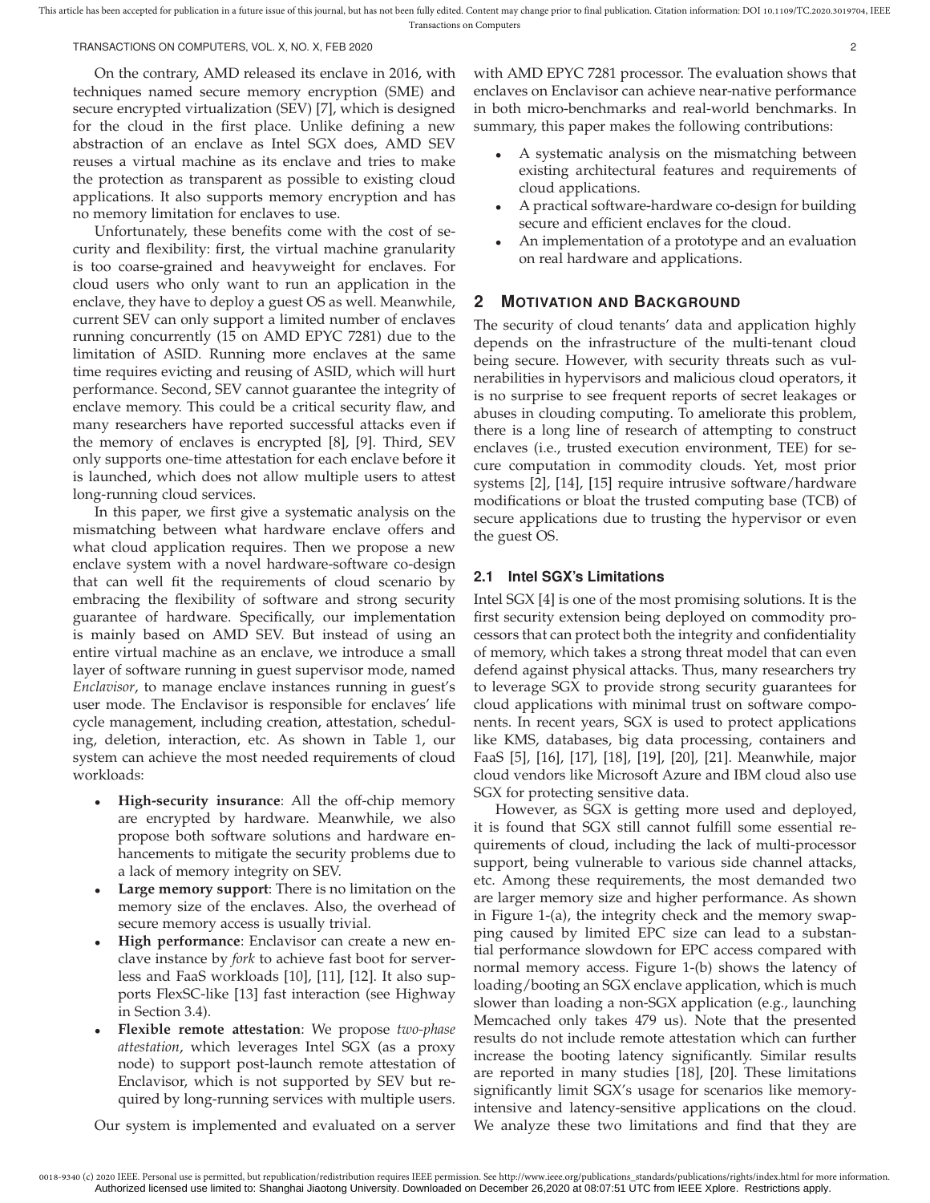On the contrary, AMD released its enclave in 2016, with techniques named secure memory encryption (SME) and secure encrypted virtualization (SEV) [7], which is designed for the cloud in the first place. Unlike defining a new abstraction of an enclave as Intel SGX does, AMD SEV reuses a virtual machine as its enclave and tries to make the protection as transparent as possible to existing cloud applications. It also supports memory encryption and has no memory limitation for enclaves to use.

Unfortunately, these benefits come with the cost of security and flexibility: first, the virtual machine granularity is too coarse-grained and heavyweight for enclaves. For cloud users who only want to run an application in the enclave, they have to deploy a guest OS as well. Meanwhile, current SEV can only support a limited number of enclaves running concurrently (15 on AMD EPYC 7281) due to the limitation of ASID. Running more enclaves at the same time requires evicting and reusing of ASID, which will hurt performance. Second, SEV cannot guarantee the integrity of enclave memory. This could be a critical security flaw, and many researchers have reported successful attacks even if the memory of enclaves is encrypted [8], [9]. Third, SEV only supports one-time attestation for each enclave before it is launched, which does not allow multiple users to attest long-running cloud services.

In this paper, we first give a systematic analysis on the mismatching between what hardware enclave offers and what cloud application requires. Then we propose a new enclave system with a novel hardware-software co-design that can well fit the requirements of cloud scenario by embracing the flexibility of software and strong security guarantee of hardware. Specifically, our implementation is mainly based on AMD SEV. But instead of using an entire virtual machine as an enclave, we introduce a small layer of software running in guest supervisor mode, named *Enclavisor*, to manage enclave instances running in guest's user mode. The Enclavisor is responsible for enclaves' life cycle management, including creation, attestation, scheduling, deletion, interaction, etc. As shown in Table 1, our system can achieve the most needed requirements of cloud workloads:

- **High-security insurance**: All the off-chip memory are encrypted by hardware. Meanwhile, we also propose both software solutions and hardware enhancements to mitigate the security problems due to a lack of memory integrity on SEV.
- **Large memory support**: There is no limitation on the memory size of the enclaves. Also, the overhead of secure memory access is usually trivial.
- **High performance**: Enclavisor can create a new enclave instance by *fork* to achieve fast boot for serverless and FaaS workloads [10], [11], [12]. It also supports FlexSC-like [13] fast interaction (see Highway in Section 3.4).
- **Flexible remote attestation**: We propose *two-phase attestation*, which leverages Intel SGX (as a proxy node) to support post-launch remote attestation of Enclavisor, which is not supported by SEV but required by long-running services with multiple users.

Our system is implemented and evaluated on a server with AMD EPYC 7281 processor. The evaluation shows that enclaves on Enclavisor can achieve near-native performance in both micro-benchmarks and real-world benchmarks. In summary, this paper makes the following contributions:

- A systematic analysis on the mismatching between existing architectural features and requirements of cloud applications.
- A practical software-hardware co-design for building secure and efficient enclaves for the cloud.
- An implementation of a prototype and an evaluation on real hardware and applications.

## 2 Motivation and Background

The security of cloud tenants' data and application highly depends on the infrastructure of the multi-tenant cloud being secure. However, with security threats such as vulnerabilities in hypervisors and malicious cloud operators, it is no surprise to see frequent reports of secret leakages or abuses in clouding computing. To ameliorate this problem, there is a long line of research of attempting to construct enclaves (i.e., trusted execution environment, TEE) for secure computation in commodity clouds. Yet, most prior systems [2], [14], [15] require intrusive software/hardware modifications or bloat the trusted computing base (TCB) of secure applications due to trusting the hypervisor or even the guest OS.

### 2.1 Intel SGX's Limitations

Intel SGX [4] is one of the most promising solutions. It is the first security extension being deployed on commodity processors that can protect both the integrity and confidentiality of memory, which takes a strong threat model that can even defend against physical attacks. Thus, many researchers try to leverage SGX to provide strong security guarantees for cloud applications with minimal trust on software components. In recent years, SGX is used to protect applications like KMS, databases, big data processing, containers and FaaS [5], [16], [17], [18], [19], [20], [21]. Meanwhile, major cloud vendors like Microsoft Azure and IBM cloud also use SGX for protecting sensitive data.

However, as SGX is getting more used and deployed, it is found that SGX still cannot fulfill some essential requirements of cloud, including the lack of multi-processor support, being vulnerable to various side channel attacks, etc. Among these requirements, the most demanded two are larger memory size and higher performance. As shown in Figure 1-(a), the integrity check and the memory swapping caused by limited EPC size can lead to a substantial performance slowdown for EPC access compared with normal memory access. Figure 1-(b) shows the latency of loading/booting an SGX enclave application, which is much slower than loading a non-SGX application (e.g., launching Memcached only takes 479 us). Note that the presented results do not include remote attestation which can further increase the booting latency significantly. Similar results are reported in many studies [18], [20]. These limitations significantly limit SGX's usage for scenarios like memory-intensive and latency-sensitive applications on the cloud. We analyze these two limitations and find that they are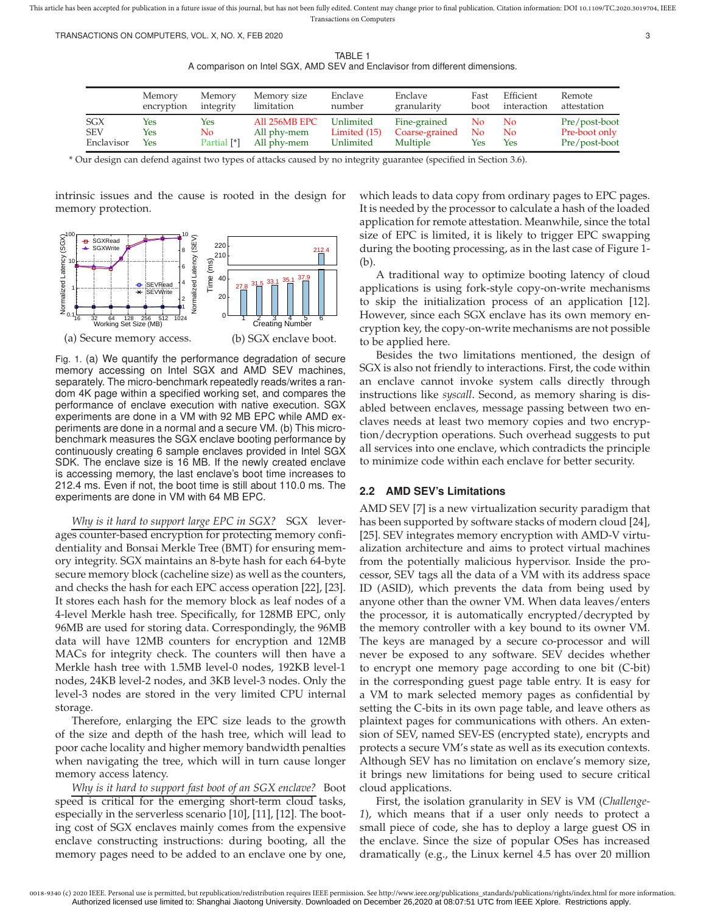TABLE 1
A comparison on Intel SGX, AMD SEV and Enclavisor from different dimensions.

| | Memory encryption | Memory integrity | Memory size limitation | Enclave number | Enclave granularity | Fast boot | Efficient interaction | Remote attestation |
|---|---|---|---|---|---|---|---|---|
| SGX | Yes | Yes | All 256MB EPC | Unlimited | Fine-grained | No | No | Pre/post-boot |
| SEV | Yes | No | All phy-mem | Limited (15) | Coarse-grained | No | No | Pre-boot only |
| Enclavisor | Yes | Partial [*] | All phy-mem | Unlimited | Multiple | Yes | Yes | Pre/post-boot |

* Our design can defend against two types of attacks caused by no integrity guarantee (specified in Section 3.6).

intrinsic issues and the cause is rooted in the design for memory protection.

Normalized Latency (SGX)
Normalized Latency (SEV)
SGXRead
SGXWrite
SEVRead
SEVWrite
Working Set Size (MB)
16 32 64 128 256 512 1024
Time (ms)
Creating Number
27.8 31.5 33.1 35.1 37.9 212.4

(a) Secure memory access. (b) SGX enclave boot.

Fig. 1. (a) We quantify the performance degradation of secure memory accessing on Intel SGX and AMD SEV machines, separately. The micro-benchmark repeatedly reads/writes a random 4K page within a specified working set, and compares the performance of enclave execution with native execution. SGX experiments are done in a VM with 92 MB EPC while AMD experiments are done in a normal and a secure VM. (b) This micro-benchmark measures the SGX enclave booting performance by continuously creating 6 sample enclaves provided in Intel SGX SDK. The enclave size is 16 MB. If the newly created enclave is accessing memory, the last enclave's boot time increases to 212.4 ms. Even if not, the boot time is still about 110.0 ms. The experiments are done in VM with 64 MB EPC.

*Why is it hard to support large EPC in SGX?* SGX leverages counter-based encryption for protecting memory confidentiality and Bonsai Merkle Tree (BMT) for ensuring memory integrity. SGX maintains an 8-byte hash for each 64-byte secure memory block (cacheline size) as well as the counters, and checks the hash for each EPC access operation [22], [23]. It stores each hash for the memory block as leaf nodes of a 4-level Merkle hash tree. Specifically, for 128MB EPC, only 96MB are used for storing data. Correspondingly, the 96MB data will have 12MB counters for encryption and 12MB MACs for integrity check. The counters will then have a Merkle hash tree with 1.5MB level-0 nodes, 192KB level-1 nodes, 24KB level-2 nodes, and 3KB level-3 nodes. Only the level-3 nodes are stored in the very limited CPU internal storage.

Therefore, enlarging the EPC size leads to the growth of the size and depth of the hash tree, which will lead to poor cache locality and higher memory bandwidth penalties when navigating the tree, which will in turn cause longer memory access latency.

*Why is it hard to support fast boot of an SGX enclave?* Boot speed is critical for the emerging short-term cloud tasks, especially in the serverless scenario [10], [11], [12]. The booting cost of SGX enclaves mainly comes from the expensive enclave constructing instructions: during booting, all the memory pages need to be added to an enclave one by one, which leads to data copy from ordinary pages to EPC pages. It is needed by the processor to calculate a hash of the loaded application for remote attestation. Meanwhile, since the total size of EPC is limited, it is likely to trigger EPC swapping during the booting processing, as in the last case of Figure 1-(b).

A traditional way to optimize booting latency of cloud applications is using fork-style copy-on-write mechanisms to skip the initialization process of an application [12]. However, since each SGX enclave has its own memory encryption key, the copy-on-write mechanisms are not possible to be applied here.

Besides the two limitations mentioned, the design of SGX is also not friendly to interactions. First, the code within an enclave cannot invoke system calls directly through instructions like *syscall*. Second, as memory sharing is disabled between enclaves, message passing between two enclaves needs at least two memory copies and two encryption/decryption operations. Such overhead suggests to put all services into one enclave, which contradicts the principle to minimize code within each enclave for better security.

## 2.2 AMD SEV's Limitations

AMD SEV [7] is a new virtualization security paradigm that has been supported by software stacks of modern cloud [24], [25]. SEV integrates memory encryption with AMD-V virtualization architecture and aims to protect virtual machines from the potentially malicious hypervisor. Inside the processor, SEV tags all the data of a VM with its address space ID (ASID), which prevents the data from being used by anyone other than the owner VM. When data leaves/enters the processor, it is automatically encrypted/decrypted by the memory controller with a key bound to its owner VM. The keys are managed by a secure co-processor and will never be exposed to any software. SEV decides whether to encrypt one memory page according to one bit (C-bit) in the corresponding guest page table entry. It is easy for a VM to mark selected memory pages as confidential by setting the C-bits in its own page table, and leave others as plaintext pages for communications with others. An extension of SEV, named SEV-ES (encrypted state), encrypts and protects a secure VM's state as well as its execution contexts. Although SEV has no limitation on enclave's memory size, it brings new limitations for being used to secure critical cloud applications.

First, the isolation granularity in SEV is VM (*Challenge-1*), which means that if a user only needs to protect a small piece of code, she has to deploy a large guest OS in the enclave. Since the size of popular OSes has increased dramatically (e.g., the Linux kernel 4.5 has over 20 million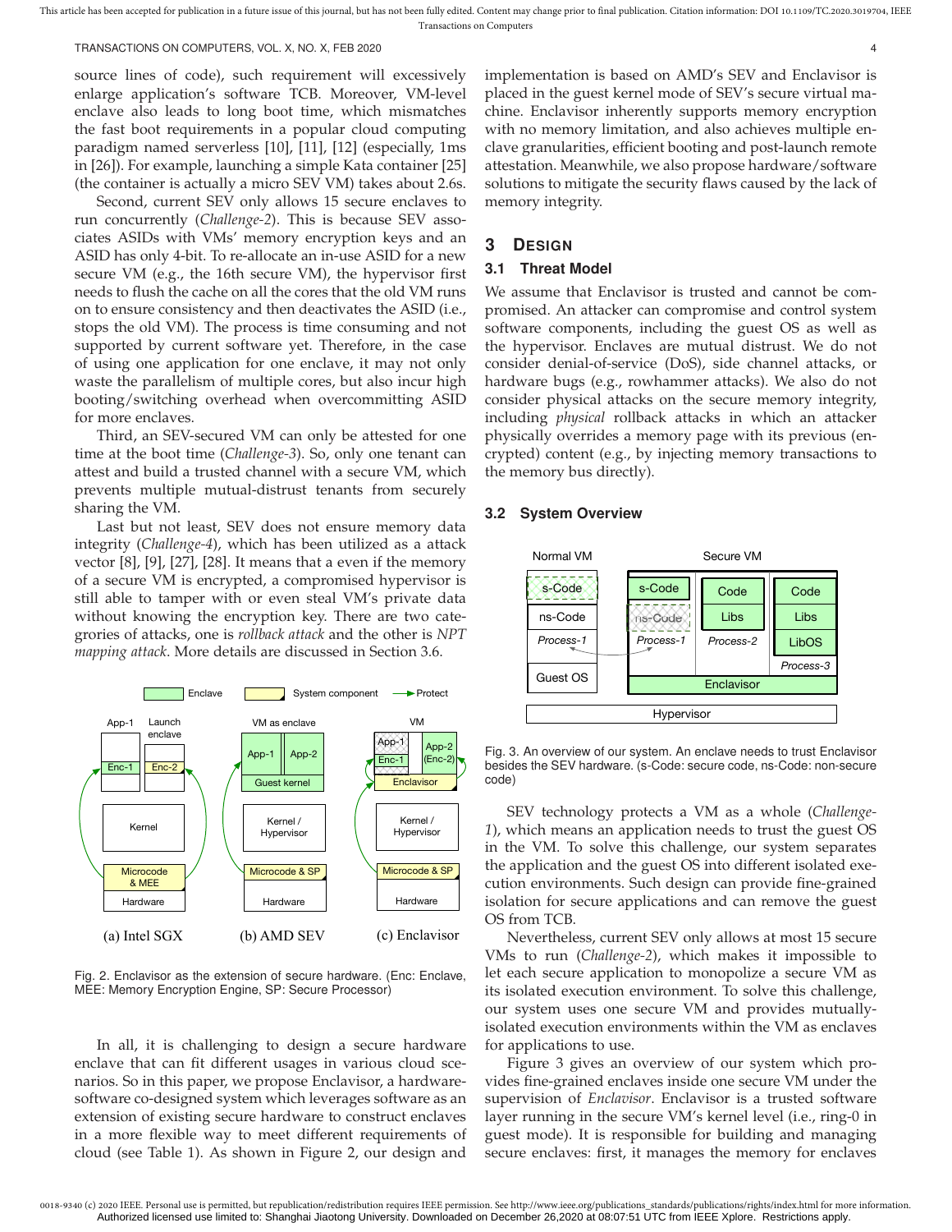source lines of code), such requirement will excessively enlarge application's software TCB. Moreover, VM-level enclave also leads to long boot time, which mismatches the fast boot requirements in a popular cloud computing paradigm named serverless [10], [11], [12] (especially, 1ms in [26]). For example, launching a simple Kata container [25] (the container is actually a micro SEV VM) takes about 2.6s.

Second, current SEV only allows 15 secure enclaves to run concurrently (*Challenge-2*). This is because SEV associates ASIDs with VMs' memory encryption keys and an ASID has only 4-bit. To re-allocate an in-use ASID for a new secure VM (e.g., the 16th secure VM), the hypervisor first needs to flush the cache on all the cores that the old VM runs on to ensure consistency and then deactivates the ASID (i.e., stops the old VM). The process is time consuming and not supported by current software yet. Therefore, in the case of using one application for one enclave, it may not only waste the parallelism of multiple cores, but also incur high booting/switching overhead when overcommitting ASID for more enclaves.

Third, an SEV-secured VM can only be attested for one time at the boot time (*Challenge-3*). So, only one tenant can attest and build a trusted channel with a secure VM, which prevents multiple mutual-distrust tenants from securely sharing the VM.

Last but not least, SEV does not ensure memory data integrity (*Challenge-4*), which has been utilized as a attack vector [8], [9], [27], [28]. It means that a even if the memory of a secure VM is encrypted, a compromised hypervisor is still able to tamper with or even steal VM's private data without knowing the encryption key. There are two categories of attacks, one is *rollback attack* and the other is *NPT mapping attack*. More details are discussed in Section 3.6.

Fig. 2. Enclavisor as the extension of secure hardware. (Enc: Enclave, MEE: Memory Encryption Engine, SP: Secure Processor)

In all, it is challenging to design a secure hardware enclave that can fit different usages in various cloud scenarios. So in this paper, we propose Enclavisor, a hardware-software co-designed system which leverages software as an extension of existing secure hardware to construct enclaves in a more flexible way to meet different requirements of cloud (see Table 1). As shown in Figure 2, our design and implementation is based on AMD's SEV and Enclavisor is placed in the guest kernel mode of SEV's secure virtual machine. Enclavisor inherently supports memory encryption with no memory limitation, and also achieves multiple enclave granularities, efficient booting and post-launch remote attestation. Meanwhile, we also propose hardware/software solutions to mitigate the security flaws caused by the lack of memory integrity.

# 3 Design

## 3.1 Threat Model

We assume that Enclavisor is trusted and cannot be compromised. An attacker can compromise and control system software components, including the guest OS as well as the hypervisor. Enclaves are mutual distrust. We do not consider denial-of-service (DoS), side channel attacks, or hardware bugs (e.g., rowhammer attacks). We also do not consider physical attacks on the secure memory integrity, including *physical* rollback attacks in which an attacker physically overrides a memory page with its previous (encrypted) content (e.g., by injecting memory transactions to the memory bus directly).

## 3.2 System Overview

Fig. 3. An overview of our system. An enclave needs to trust Enclavisor besides the SEV hardware. (s-Code: secure code, ns-Code: non-secure code)

SEV technology protects a VM as a whole (*Challenge-1*), which means an application needs to trust the guest OS in the VM. To solve this challenge, our system separates the application and the guest OS into different isolated execution environments. Such design can provide fine-grained isolation for secure applications and can remove the guest OS from TCB.

Nevertheless, current SEV only allows at most 15 secure VMs to run (*Challenge-2*), which makes it impossible to let each secure application to monopolize a secure VM as its isolated execution environment. To solve this challenge, our system uses one secure VM and provides mutually-isolated execution environments within the VM as enclaves for applications to use.

Figure 3 gives an overview of our system which provides fine-grained enclaves inside one secure VM under the supervision of *Enclavisor*. Enclavisor is a trusted software layer running in the secure VM's kernel level (i.e., ring-0 in guest mode). It is responsible for building and managing secure enclaves: first, it manages the memory for enclaves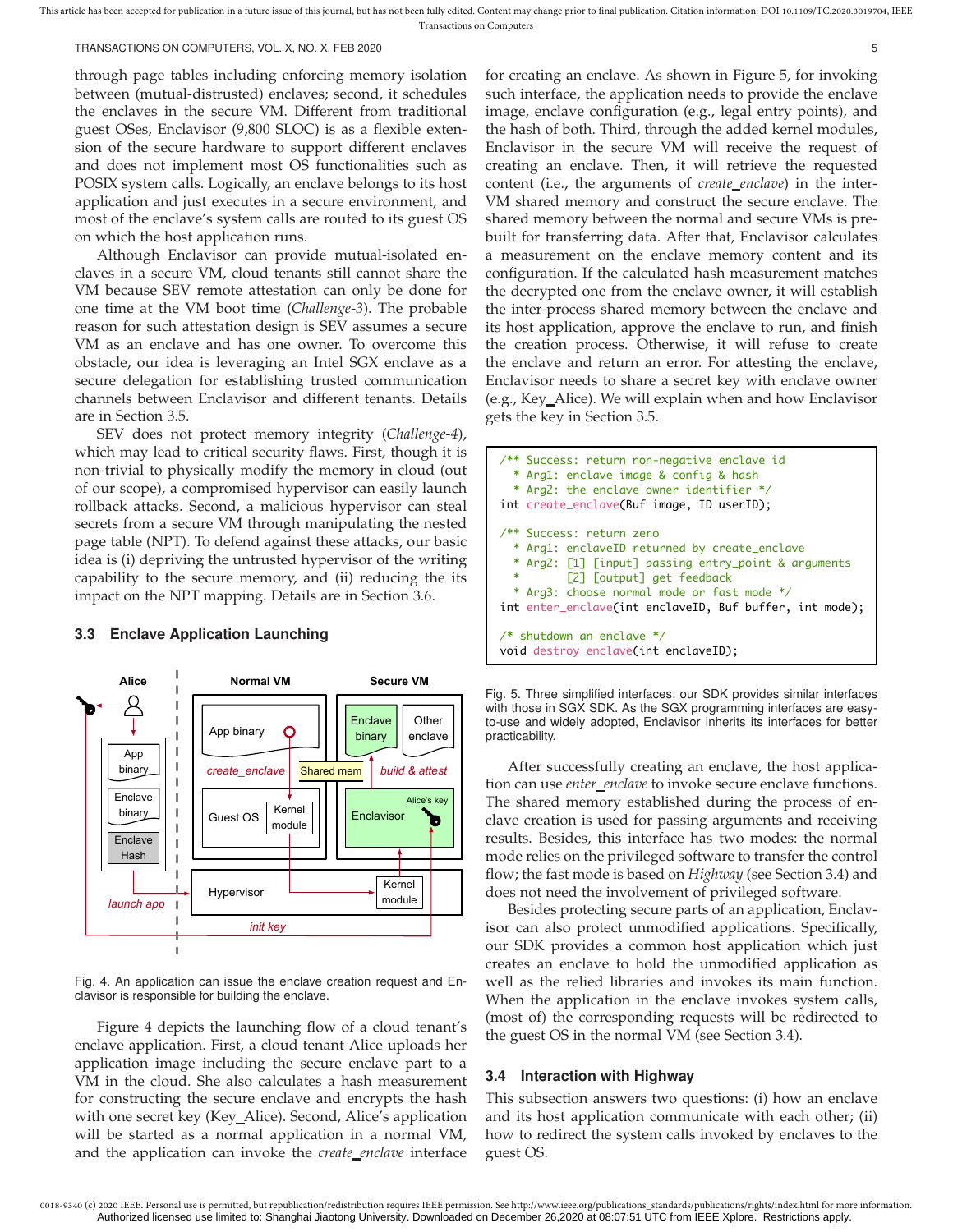through page tables including enforcing memory isolation between (mutual-distrusted) enclaves; second, it schedules the enclaves in the secure VM. Different from traditional guest OSes, Enclavisor (9,800 SLOC) is as a flexible extension of the secure hardware to support different enclaves and does not implement most OS functionalities such as POSIX system calls. Logically, an enclave belongs to its host application and just executes in a secure environment, and most of the enclave's system calls are routed to its guest OS on which the host application runs.

Although Enclavisor can provide mutual-isolated enclaves in a secure VM, cloud tenants still cannot share the VM because SEV remote attestation can only be done for one time at the VM boot time (*Challenge-3*). The probable reason for such attestation design is SEV assumes a secure VM as an enclave and has one owner. To overcome this obstacle, our idea is leveraging an Intel SGX enclave as a secure delegation for establishing trusted communication channels between Enclavisor and different tenants. Details are in Section 3.5.

SEV does not protect memory integrity (*Challenge-4*), which may lead to critical security flaws. First, though it is non-trivial to physically modify the memory in cloud (out of our scope), a compromised hypervisor can easily launch rollback attacks. Second, a malicious hypervisor can steal secrets from a secure VM through manipulating the nested page table (NPT). To defend against these attacks, our basic idea is (i) depriving the untrusted hypervisor of the writing capability to the secure memory, and (ii) reducing the its impact on the NPT mapping. Details are in Section 3.6.

### 3.3 Enclave Application Launching

Fig. 4. An application can issue the enclave creation request and Enclavisor is responsible for building the enclave.

Figure 4 depicts the launching flow of a cloud tenant's enclave application. First, a cloud tenant Alice uploads her application image including the secure enclave part to a VM in the cloud. She also calculates a hash measurement for constructing the secure enclave and encrypts the hash with one secret key (Key_Alice). Second, Alice's application will be started as a normal application in a normal VM, and the application can invoke the *create_enclave* interface for creating an enclave. As shown in Figure 5, for invoking such interface, the application needs to provide the enclave image, enclave configuration (e.g., legal entry points), and the hash of both. Third, through the added kernel modules, Enclavisor in the secure VM will receive the request of creating an enclave. Then, it will retrieve the requested content (i.e., the arguments of *create_enclave*) in the inter-VM shared memory and construct the secure enclave. The shared memory between the normal and secure VMs is pre-built for transferring data. After that, Enclavisor calculates a measurement on the enclave memory content and its configuration. If the calculated hash measurement matches the decrypted one from the enclave owner, it will establish the inter-process shared memory between the enclave and its host application, approve the enclave to run, and finish the creation process. Otherwise, it will refuse to create the enclave and return an error. For attesting the enclave, Enclavisor needs to share a secret key with enclave owner (e.g., Key_Alice). We will explain when and how Enclavisor gets the key in Section 3.5.

```
/** Success: return non-negative enclave id
  * Arg1: enclave image & config & hash
  * Arg2: the enclave owner identifier */
int create_enclave(Buf image, ID userID);

/** Success: return zero
  * Arg1: enclaveID returned by create_enclave
  * Arg2: [1] [input] passing entry_point & arguments
  *       [2] [output] get feedback
  * Arg3: choose normal mode or fast mode */
int enter_enclave(int enclaveID, Buf buffer, int mode);

/* shutdown an enclave */
void destroy_enclave(int enclaveID);
```

Fig. 5. Three simplified interfaces: our SDK provides similar interfaces with those in SGX SDK. As the SGX programming interfaces are easy-to-use and widely adopted, Enclavisor inherits its interfaces for better practicability.

After successfully creating an enclave, the host application can use *enter_enclave* to invoke secure enclave functions. The shared memory established during the process of enclave creation is used for passing arguments and receiving results. Besides, this interface has two modes: the normal mode relies on the privileged software to transfer the control flow; the fast mode is based on *Highway* (see Section 3.4) and does not need the involvement of privileged software.

Besides protecting secure parts of an application, Enclavisor can also protect unmodified applications. Specifically, our SDK provides a common host application which just creates an enclave to hold the unmodified application as well as the relied libraries and invokes its main function. When the application in the enclave invokes system calls, (most of) the corresponding requests will be redirected to the guest OS in the normal VM (see Section 3.4).

### 3.4 Interaction with Highway

This subsection answers two questions: (i) how an enclave and its host application communicate with each other; (ii) how to redirect the system calls invoked by enclaves to the guest OS.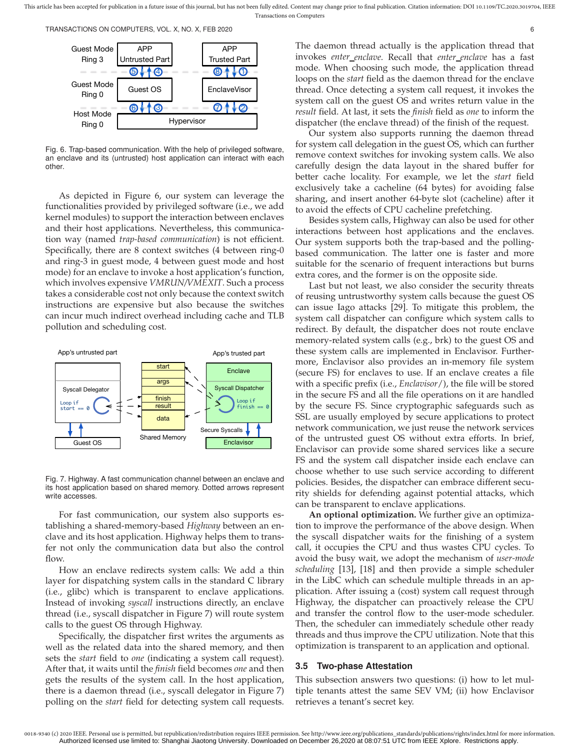Guest Mode Ring 3

APP Untrusted Part

APP Trusted Part

Guest Mode Ring 0

Guest OS

EnclaveVisor

Host Mode Ring 0

Hypervisor

Fig. 6. Trap-based communication. With the help of privileged software, an enclave and its (untrusted) host application can interact with each other.

As depicted in Figure 6, our system can leverage the functionalities provided by privileged software (i.e., we add kernel modules) to support the interaction between enclaves and their host applications. Nevertheless, this communication way (named *trap-based communication*) is not efficient. Specifically, there are 8 context switches (4 between ring-0 and ring-3 in guest mode, 4 between guest mode and host mode) for an enclave to invoke a host application's function, which involves expensive *VMRUN/VMEXIT*. Such a process takes a considerable cost not only because the context switch instructions are expensive but also because the switches can incur much indirect overhead including cache and TLB pollution and scheduling cost.

App's untrusted part

App's trusted part

Syscall Delegator

Loop if start == 0

start

args

finish

result

data

Shared Memory

Enclave

Syscall Dispatcher

Loop if finish == 0

Secure Syscalls

Guest OS

Enclavisor

Fig. 7. Highway. A fast communication channel between an enclave and its host application based on shared memory. Dotted arrows represent write accesses.

For fast communication, our system also supports establishing a shared-memory-based *Highway* between an enclave and its host application. Highway helps them to transfer not only the communication data but also the control flow.

How an enclave redirects system calls: We add a thin layer for dispatching system calls in the standard C library (i.e., glibc) which is transparent to enclave applications. Instead of invoking *syscall* instructions directly, an enclave thread (i.e., syscall dispatcher in Figure 7) will route system calls to the guest OS through Highway.

Specifically, the dispatcher first writes the arguments as well as the related data into the shared memory, and then sets the *start* field to *one* (indicating a system call request). After that, it waits until the *finish* field becomes *one* and then gets the results of the system call. In the host application, there is a daemon thread (i.e., syscall delegator in Figure 7) polling on the *start* field for detecting system call requests. The daemon thread actually is the application thread that invokes *enter_enclave*. Recall that *enter_enclave* has a fast mode. When choosing such mode, the application thread loops on the *start* field as the daemon thread for the enclave thread. Once detecting a system call request, it invokes the system call on the guest OS and writes return value in the *result* field. At last, it sets the *finish* field as *one* to inform the dispatcher (the enclave thread) of the finish of the request.

Our system also supports running the daemon thread for system call delegation in the guest OS, which can further remove context switches for invoking system calls. We also carefully design the data layout in the shared buffer for better cache locality. For example, we let the *start* field exclusively take a cacheline (64 bytes) for avoiding false sharing, and insert another 64-byte slot (cacheline) after it to avoid the effects of CPU cacheline prefetching.

Besides system calls, Highway can also be used for other interactions between host applications and the enclaves. Our system supports both the trap-based and the polling-based communication. The latter one is faster and more suitable for the scenario of frequent interactions but burns extra cores, and the former is on the opposite side.

Last but not least, we also consider the security threats of reusing untrustworthy system calls because the guest OS can issue Iago attacks [29]. To mitigate this problem, the system call dispatcher can configure which system calls to redirect. By default, the dispatcher does not route enclave memory-related system calls (e.g., brk) to the guest OS and these system calls are implemented in Enclavisor. Furthermore, Enclavisor also provides an in-memory file system (secure FS) for enclaves to use. If an enclave creates a file with a specific prefix (i.e., *Enclavisor/*), the file will be stored in the secure FS and all the file operations on it are handled by the secure FS. Since cryptographic safeguards such as SSL are usually employed by secure applications to protect network communication, we just reuse the network services of the untrusted guest OS without extra efforts. In brief, Enclavisor can provide some shared services like a secure FS and the system call dispatcher inside each enclave can choose whether to use such service according to different policies. Besides, the dispatcher can embrace different security shields for defending against potential attacks, which can be transparent to enclave applications.

**An optional optimization.** We further give an optimization to improve the performance of the above design. When the syscall dispatcher waits for the finishing of a system call, it occupies the CPU and thus wastes CPU cycles. To avoid the busy wait, we adopt the mechanism of *user-mode scheduling* [13], [18] and then provide a simple scheduler in the LibC which can schedule multiple threads in an application. After issuing a (cost) system call request through Highway, the dispatcher can proactively release the CPU and transfer the control flow to the user-mode scheduler. Then, the scheduler can immediately schedule other ready threads and thus improve the CPU utilization. Note that this optimization is transparent to an application and optional.

### 3.5 Two-phase Attestation

This subsection answers two questions: (i) how to let multiple tenants attest the same SEV VM; (ii) how Enclavisor retrieves a tenant's secret key.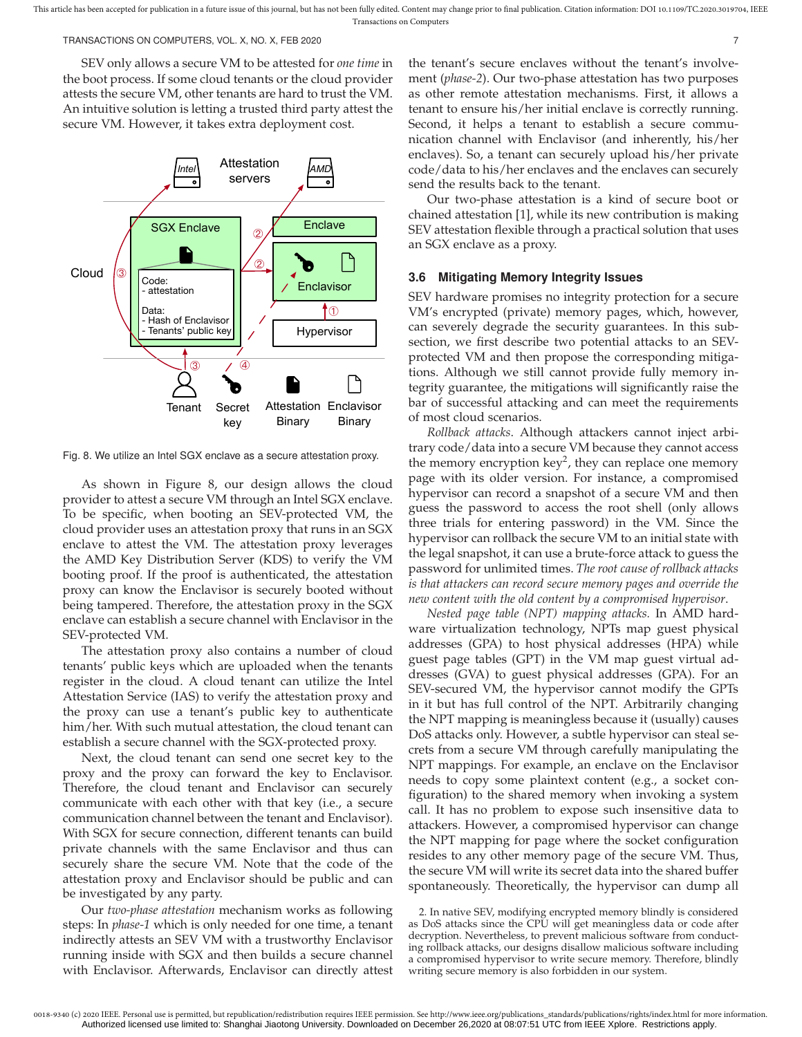SEV only allows a secure VM to be attested for *one time* in the boot process. If some cloud tenants or the cloud provider attests the secure VM, other tenants are hard to trust the VM. An intuitive solution is letting a trusted third party attest the secure VM. However, it takes extra deployment cost.

Intel
Attestation servers
AMD
Cloud
SGX Enclave
Code:
- attestation
Data:
- Hash of Enclavisor
- Tenants' public key
Enclave
Enclavisor
Hypervisor
①
②
②
③
③
④
Tenant
Secret key
Attestation Binary
Enclavisor Binary

Fig. 8. We utilize an Intel SGX enclave as a secure attestation proxy.

As shown in Figure 8, our design allows the cloud provider to attest a secure VM through an Intel SGX enclave. To be specific, when booting an SEV-protected VM, the cloud provider uses an attestation proxy that runs in an SGX enclave to attest the VM. The attestation proxy leverages the AMD Key Distribution Server (KDS) to verify the VM booting proof. If the proof is authenticated, the attestation proxy can know the Enclavisor is securely booted without being tampered. Therefore, the attestation proxy in the SGX enclave can establish a secure channel with Enclavisor in the SEV-protected VM.

The attestation proxy also contains a number of cloud tenants' public keys which are uploaded when the tenants register in the cloud. A cloud tenant can utilize the Intel Attestation Service (IAS) to verify the attestation proxy and the proxy can use a tenant's public key to authenticate him/her. With such mutual attestation, the cloud tenant can establish a secure channel with the SGX-protected proxy.

Next, the cloud tenant can send one secret key to the proxy and the proxy can forward the key to Enclavisor. Therefore, the cloud tenant and Enclavisor can securely communicate with each other with that key (i.e., a secure communication channel between the tenant and Enclavisor). With SGX for secure connection, different tenants can build private channels with the same Enclavisor and thus can securely share the secure VM. Note that the code of the attestation proxy and Enclavisor should be public and can be investigated by any party.

Our *two-phase attestation* mechanism works as following steps: In *phase-1* which is only needed for one time, a tenant indirectly attests an SEV VM with a trustworthy Enclavisor running inside with SGX and then builds a secure channel with Enclavisor. Afterwards, Enclavisor can directly attest the tenant's secure enclaves without the tenant's involvement (*phase-2*). Our two-phase attestation has two purposes as other remote attestation mechanisms. First, it allows a tenant to ensure his/her initial enclave is correctly running. Second, it helps a tenant to establish a secure communication channel with Enclavisor (and inherently, his/her enclaves). So, a tenant can securely upload his/her private code/data to his/her enclaves and the enclaves can securely send the results back to the tenant.

Our two-phase attestation is a kind of secure boot or chained attestation [1], while its new contribution is making SEV attestation flexible through a practical solution that uses an SGX enclave as a proxy.

### 3.6 Mitigating Memory Integrity Issues

SEV hardware promises no integrity protection for a secure VM's encrypted (private) memory pages, which, however, can severely degrade the security guarantees. In this subsection, we first describe two potential attacks to an SEV-protected VM and then propose the corresponding mitigations. Although we still cannot provide fully memory integrity guarantee, the mitigations will significantly raise the bar of successful attacking and can meet the requirements of most cloud scenarios.

*Rollback attacks*. Although attackers cannot inject arbitrary code/data into a secure VM because they cannot access the memory encryption key[2], they can replace one memory page with its older version. For instance, a compromised hypervisor can record a snapshot of a secure VM and then guess the password to access the root shell (only allows three trials for entering password) in the VM. Since the hypervisor can rollback the secure VM to an initial state with the legal snapshot, it can use a brute-force attack to guess the password for unlimited times. *The root cause of rollback attacks is that attackers can record secure memory pages and override the new content with the old content by a compromised hypervisor*.

*Nested page table (NPT) mapping attacks*. In AMD hardware virtualization technology, NPTs map guest physical addresses (GPA) to host physical addresses (HPA) while guest page tables (GPT) in the VM map guest virtual addresses (GVA) to guest physical addresses (GPA). For an SEV-secured VM, the hypervisor cannot modify the GPTs in it but has full control of the NPT. Arbitrarily changing the NPT mapping is meaningless because it (usually) causes DoS attacks only. However, a subtle hypervisor can steal secrets from a secure VM through carefully manipulating the NPT mappings. For example, an enclave on the Enclavisor needs to copy some plaintext content (e.g., a socket configuration) to the shared memory when invoking a system call. It has no problem to expose such insensitive data to attackers. However, a compromised hypervisor can change the NPT mapping for page where the socket configuration resides to any other memory page of the secure VM. Thus, the secure VM will write its secret data into the shared buffer spontaneously. Theoretically, the hypervisor can dump all

2. In native SEV, modifying encrypted memory blindly is considered as DoS attacks since the CPU will get meaningless data or code after decryption. Nevertheless, to prevent malicious software from conducting rollback attacks, our designs disallow malicious software including a compromised hypervisor to write secure memory. Therefore, blindly writing secure memory is also forbidden in our system.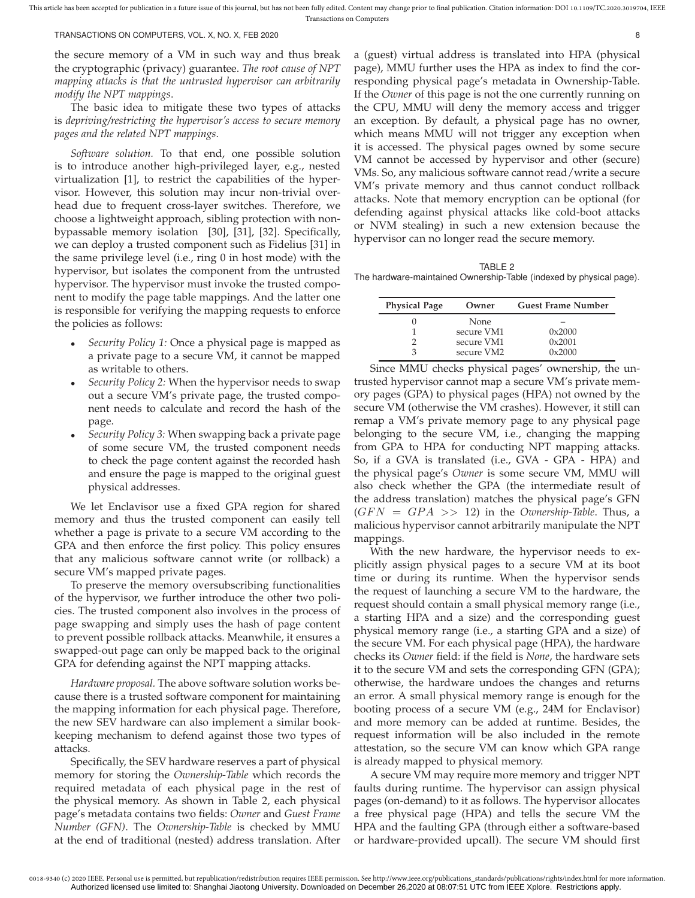the secure memory of a VM in such way and thus break the cryptographic (privacy) guarantee. *The root cause of NPT mapping attacks is that the untrusted hypervisor can arbitrarily modify the NPT mappings.*

The basic idea to mitigate these two types of attacks is *depriving/restricting the hypervisor's access to secure memory pages and the related NPT mappings.*

*Software solution.* To that end, one possible solution is to introduce another high-privileged layer, e.g., nested virtualization [1], to restrict the capabilities of the hypervisor. However, this solution may incur non-trivial overhead due to frequent cross-layer switches. Therefore, we choose a lightweight approach, sibling protection with non-bypassable memory isolation [30], [31], [32]. Specifically, we can deploy a trusted component such as Fidelius [31] in the same privilege level (i.e., ring 0 in host mode) with the hypervisor, but isolates the component from the untrusted hypervisor. The hypervisor must invoke the trusted component to modify the page table mappings. And the latter one is responsible for verifying the mapping requests to enforce the policies as follows:

- *Security Policy 1:* Once a physical page is mapped as a private page to a secure VM, it cannot be mapped as writable to others.
- *Security Policy 2:* When the hypervisor needs to swap out a secure VM's private page, the trusted component needs to calculate and record the hash of the page.
- *Security Policy 3:* When swapping back a private page of some secure VM, the trusted component needs to check the page content against the recorded hash and ensure the page is mapped to the original guest physical addresses.

We let Enclavisor use a fixed GPA region for shared memory and thus the trusted component can easily tell whether a page is private to a secure VM according to the GPA and then enforce the first policy. This policy ensures that any malicious software cannot write (or rollback) a secure VM's mapped private pages.

To preserve the memory oversubscribing functionalities of the hypervisor, we further introduce the other two policies. The trusted component also involves in the process of page swapping and simply uses the hash of page content to prevent possible rollback attacks. Meanwhile, it ensures a swapped-out page can only be mapped back to the original GPA for defending against the NPT mapping attacks.

*Hardware proposal.* The above software solution works because there is a trusted software component for maintaining the mapping information for each physical page. Therefore, the new SEV hardware can also implement a similar bookkeeping mechanism to defend against those two types of attacks.

Specifically, the SEV hardware reserves a part of physical memory for storing the *Ownership-Table* which records the required metadata of each physical page in the rest of the physical memory. As shown in Table 2, each physical page's metadata contains two fields: *Owner* and *Guest Frame Number (GFN)*. The *Ownership-Table* is checked by MMU at the end of traditional (nested) address translation. After a (guest) virtual address is translated into HPA (physical page), MMU further uses the HPA as index to find the corresponding physical page's metadata in Ownership-Table. If the *Owner* of this page is not the one currently running on the CPU, MMU will deny the memory access and trigger an exception. By default, a physical page has no owner, which means MMU will not trigger any exception when it is accessed. The physical pages owned by some secure VM cannot be accessed by hypervisor and other (secure) VMs. So, any malicious software cannot read/write a secure VM's private memory and thus cannot conduct rollback attacks. Note that memory encryption can be optional (for defending against physical attacks like cold-boot attacks or NVM stealing) in such a new extension because the hypervisor can no longer read the secure memory.

TABLE 2
The hardware-maintained Ownership-Table (indexed by physical page).

| Physical Page | Owner | Guest Frame Number |
|---|---|---|
| 0 | None | – |
| 1 | secure VM1 | 0x2000 |
| 2 | secure VM1 | 0x2001 |
| 3 | secure VM2 | 0x2000 |

Since MMU checks physical pages' ownership, the untrusted hypervisor cannot map a secure VM's private memory pages (GPA) to physical pages (HPA) not owned by the secure VM (otherwise the VM crashes). However, it still can remap a VM's private memory page to any physical page belonging to the secure VM, i.e., changing the mapping from GPA to HPA for conducting NPT mapping attacks. So, if a GVA is translated (i.e., GVA - GPA - HPA) and the physical page's *Owner* is some secure VM, MMU will also check whether the GPA (the intermediate result of the address translation) matches the physical page's GFN ($GFN = GPA >> 12$) in the *Ownership-Table*. Thus, a malicious hypervisor cannot arbitrarily manipulate the NPT mappings.

With the new hardware, the hypervisor needs to explicitly assign physical pages to a secure VM at its boot time or during its runtime. When the hypervisor sends the request of launching a secure VM to the hardware, the request should contain a small physical memory range (i.e., a starting HPA and a size) and the corresponding guest physical memory range (i.e., a starting GPA and a size) of the secure VM. For each physical page (HPA), the hardware checks its *Owner* field: if the field is *None*, the hardware sets it to the secure VM and sets the corresponding GFN (GPA); otherwise, the hardware undoes the changes and returns an error. A small physical memory range is enough for the booting process of a secure VM (e.g., 24M for Enclavisor) and more memory can be added at runtime. Besides, the request information will be also included in the remote attestation, so the secure VM can know which GPA range is already mapped to physical memory.

A secure VM may require more memory and trigger NPT faults during runtime. The hypervisor can assign physical pages (on-demand) to it as follows. The hypervisor allocates a free physical page (HPA) and tells the secure VM the HPA and the faulting GPA (through either a software-based or hardware-provided upcall). The secure VM should first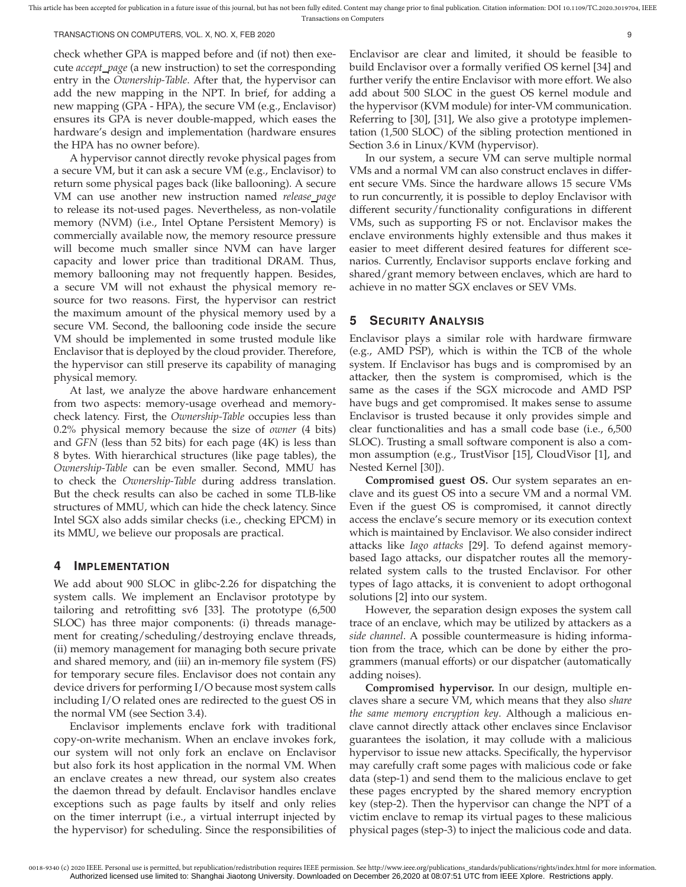check whether GPA is mapped before and (if not) then execute *accept_page* (a new instruction) to set the corresponding entry in the *Ownership-Table*. After that, the hypervisor can add the new mapping in the NPT. In brief, for adding a new mapping (GPA - HPA), the secure VM (e.g., Enclavisor) ensures its GPA is never double-mapped, which eases the hardware's design and implementation (hardware ensures the HPA has no owner before).

A hypervisor cannot directly revoke physical pages from a secure VM, but it can ask a secure VM (e.g., Enclavisor) to return some physical pages back (like ballooning). A secure VM can use another new instruction named *release_page* to release its not-used pages. Nevertheless, as non-volatile memory (NVM) (i.e., Intel Optane Persistent Memory) is commercially available now, the memory resource pressure will become much smaller since NVM can have larger capacity and lower price than traditional DRAM. Thus, memory ballooning may not frequently happen. Besides, a secure VM will not exhaust the physical memory resource for two reasons. First, the hypervisor can restrict the maximum amount of the physical memory used by a secure VM. Second, the ballooning code inside the secure VM should be implemented in some trusted module like Enclavisor that is deployed by the cloud provider. Therefore, the hypervisor can still preserve its capability of managing physical memory.

At last, we analyze the above hardware enhancement from two aspects: memory-usage overhead and memory-check latency. First, the *Ownership-Table* occupies less than 0.2% physical memory because the size of *owner* (4 bits) and *GFN* (less than 52 bits) for each page (4K) is less than 8 bytes. With hierarchical structures (like page tables), the *Ownership-Table* can be even smaller. Second, MMU has to check the *Ownership-Table* during address translation. But the check results can also be cached in some TLB-like structures of MMU, which can hide the check latency. Since Intel SGX also adds similar checks (i.e., checking EPCM) in its MMU, we believe our proposals are practical.

## 4 Implementation

We add about 900 SLOC in glibc-2.26 for dispatching the system calls. We implement an Enclavisor prototype by tailoring and retrofitting sv6 [33]. The prototype (6,500 SLOC) has three major components: (i) threads management for creating/scheduling/destroying enclave threads, (ii) memory management for managing both secure private and shared memory, and (iii) an in-memory file system (FS) for temporary secure files. Enclavisor does not contain any device drivers for performing I/O because most system calls including I/O related ones are redirected to the guest OS in the normal VM (see Section 3.4).

Enclavisor implements enclave fork with traditional copy-on-write mechanism. When an enclave invokes fork, our system will not only fork an enclave on Enclavisor but also fork its host application in the normal VM. When an enclave creates a new thread, our system also creates the daemon thread by default. Enclavisor handles enclave exceptions such as page faults by itself and only relies on the timer interrupt (i.e., a virtual interrupt injected by the hypervisor) for scheduling. Since the responsibilities of Enclavisor are clear and limited, it should be feasible to build Enclavisor over a formally verified OS kernel [34] and further verify the entire Enclavisor with more effort. We also add about 500 SLOC in the guest OS kernel module and the hypervisor (KVM module) for inter-VM communication. Referring to [30], [31], We also give a prototype implementation (1,500 SLOC) of the sibling protection mentioned in Section 3.6 in Linux/KVM (hypervisor).

In our system, a secure VM can serve multiple normal VMs and a normal VM can also construct enclaves in different secure VMs. Since the hardware allows 15 secure VMs to run concurrently, it is possible to deploy Enclavisor with different security/functionality configurations in different VMs, such as supporting FS or not. Enclavisor makes the enclave environments highly extensible and thus makes it easier to meet different desired features for different scenarios. Currently, Enclavisor supports enclave forking and shared/grant memory between enclaves, which are hard to achieve in no matter SGX enclaves or SEV VMs.

## 5 Security Analysis

Enclavisor plays a similar role with hardware firmware (e.g., AMD PSP), which is within the TCB of the whole system. If Enclavisor has bugs and is compromised by an attacker, then the system is compromised, which is the same as the cases if the SGX microcode and AMD PSP have bugs and get compromised. It makes sense to assume Enclavisor is trusted because it only provides simple and clear functionalities and has a small code base (i.e., 6,500 SLOC). Trusting a small software component is also a common assumption (e.g., TrustVisor [15], CloudVisor [1], and Nested Kernel [30]).

**Compromised guest OS.** Our system separates an enclave and its guest OS into a secure VM and a normal VM. Even if the guest OS is compromised, it cannot directly access the enclave's secure memory or its execution context which is maintained by Enclavisor. We also consider indirect attacks like *Iago attacks* [29]. To defend against memory-based Iago attacks, our dispatcher routes all the memory-related system calls to the trusted Enclavisor. For other types of Iago attacks, it is convenient to adopt orthogonal solutions [2] into our system.

However, the separation design exposes the system call trace of an enclave, which may be utilized by attackers as a *side channel*. A possible countermeasure is hiding information from the trace, which can be done by either the programmers (manual efforts) or our dispatcher (automatically adding noises).

**Compromised hypervisor.** In our design, multiple enclaves share a secure VM, which means that they also *share the same memory encryption key*. Although a malicious enclave cannot directly attack other enclaves since Enclavisor guarantees the isolation, it may collude with a malicious hypervisor to issue new attacks. Specifically, the hypervisor may carefully craft some pages with malicious code or fake data (step-1) and send them to the malicious enclave to get these pages encrypted by the shared memory encryption key (step-2). Then the hypervisor can change the NPT of a victim enclave to remap its virtual pages to these malicious physical pages (step-3) to inject the malicious code and data.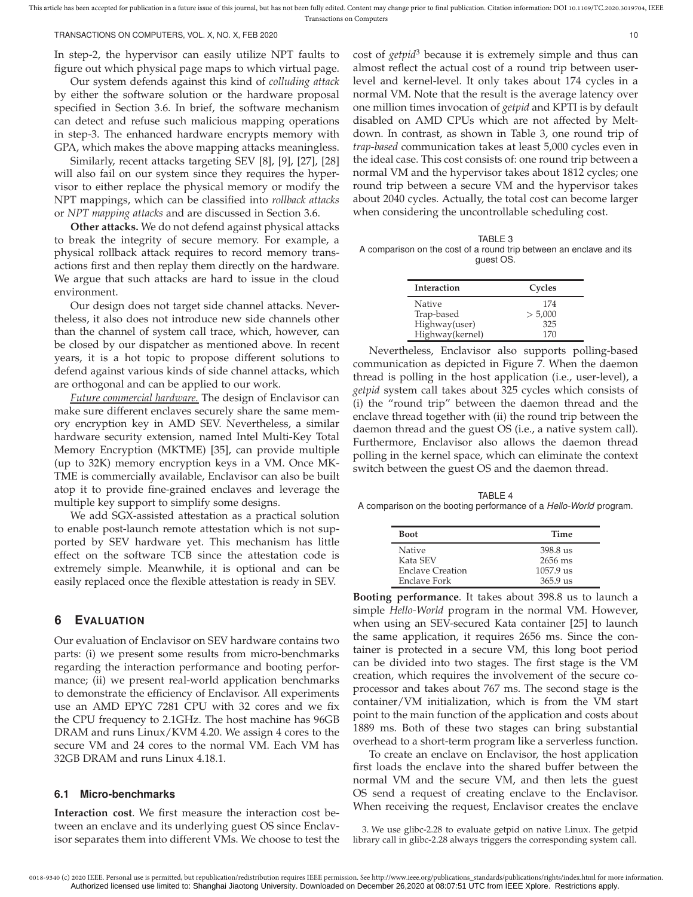In step-2, the hypervisor can easily utilize NPT faults to figure out which physical page maps to which virtual page.

Our system defends against this kind of *colluding attack* by either the software solution or the hardware proposal specified in Section 3.6. In brief, the software mechanism can detect and refuse such malicious mapping operations in step-3. The enhanced hardware encrypts memory with GPA, which makes the above mapping attacks meaningless.

Similarly, recent attacks targeting SEV [8], [9], [27], [28] will also fail on our system since they requires the hypervisor to either replace the physical memory or modify the NPT mappings, which can be classified into *rollback attacks* or *NPT mapping attacks* and are discussed in Section 3.6.

**Other attacks.** We do not defend against physical attacks to break the integrity of secure memory. For example, a physical rollback attack requires to record memory transactions first and then replay them directly on the hardware. We argue that such attacks are hard to issue in the cloud environment.

Our design does not target side channel attacks. Nevertheless, it also does not introduce new side channels other than the channel of system call trace, which, however, can be closed by our dispatcher as mentioned above. In recent years, it is a hot topic to propose different solutions to defend against various kinds of side channel attacks, which are orthogonal and can be applied to our work.

*Future commercial hardware.* The design of Enclavisor can make sure different enclaves securely share the same memory encryption key in AMD SEV. Nevertheless, a similar hardware security extension, named Intel Multi-Key Total Memory Encryption (MKTME) [35], can provide multiple (up to 32K) memory encryption keys in a VM. Once MKTME is commercially available, Enclavisor can also be built atop it to provide fine-grained enclaves and leverage the multiple key support to simplify some designs.

We add SGX-assisted attestation as a practical solution to enable post-launch remote attestation which is not supported by SEV hardware yet. This mechanism has little effect on the software TCB since the attestation code is extremely simple. Meanwhile, it is optional and can be easily replaced once the flexible attestation is ready in SEV.

## 6 Evaluation

Our evaluation of Enclavisor on SEV hardware contains two parts: (i) we present some results from micro-benchmarks regarding the interaction performance and booting performance; (ii) we present real-world application benchmarks to demonstrate the efficiency of Enclavisor. All experiments use an AMD EPYC 7281 CPU with 32 cores and we fix the CPU frequency to 2.1GHz. The host machine has 96GB DRAM and runs Linux/KVM 4.20. We assign 4 cores to the secure VM and 24 cores to the normal VM. Each VM has 32GB DRAM and runs Linux 4.18.1.

### 6.1 Micro-benchmarks

**Interaction cost**. We first measure the interaction cost between an enclave and its underlying guest OS since Enclavisor separates them into different VMs. We choose to test the cost of *getpid*[3] because it is extremely simple and thus can almost reflect the actual cost of a round trip between user-level and kernel-level. It only takes about 174 cycles in a normal VM. Note that the result is the average latency over one million times invocation of *getpid* and KPTI is by default disabled on AMD CPUs which are not affected by Meltdown. In contrast, as shown in Table 3, one round trip of *trap-based* communication takes at least 5,000 cycles even in the ideal case. This cost consists of: one round trip between a normal VM and the hypervisor takes about 1812 cycles; one round trip between a secure VM and the hypervisor takes about 2040 cycles. Actually, the total cost can become larger when considering the uncontrollable scheduling cost.

TABLE 3
A comparison on the cost of a round trip between an enclave and its guest OS.

| Interaction | Cycles |
|---|---|
| Native | 174 |
| Trap-based | > 5,000 |
| Highway(user) | 325 |
| Highway(kernel) | 170 |

Nevertheless, Enclavisor also supports polling-based communication as depicted in Figure 7. When the daemon thread is polling in the host application (i.e., user-level), a *getpid* system call takes about 325 cycles which consists of (i) the "round trip" between the daemon thread and the enclave thread together with (ii) the round trip between the daemon thread and the guest OS (i.e., a native system call). Furthermore, Enclavisor also allows the daemon thread polling in the kernel space, which can eliminate the context switch between the guest OS and the daemon thread.

TABLE 4
A comparison on the booting performance of a *Hello-World* program.

| Boot | Time |
|---|---|
| Native | 398.8 us |
| Kata SEV | 2656 ms |
| Enclave Creation | 1057.9 us |
| Enclave Fork | 365.9 us |

**Booting performance**. It takes about 398.8 us to launch a simple *Hello-World* program in the normal VM. However, when using an SEV-secured Kata container [25] to launch the same application, it requires 2656 ms. Since the container is protected in a secure VM, this long boot period can be divided into two stages. The first stage is the VM creation, which requires the involvement of the secure coprocessor and takes about 767 ms. The second stage is the container/VM initialization, which is from the VM start point to the main function of the application and costs about 1889 ms. Both of these two stages can bring substantial overhead to a short-term program like a serverless function.

To create an enclave on Enclavisor, the host application first loads the enclave into the shared buffer between the normal VM and the secure VM, and then lets the guest OS send a request of creating enclave to the Enclavisor. When receiving the request, Enclavisor creates the enclave

3. We use glibc-2.28 to evaluate getpid on native Linux. The getpid library call in glibc-2.28 always triggers the corresponding system call.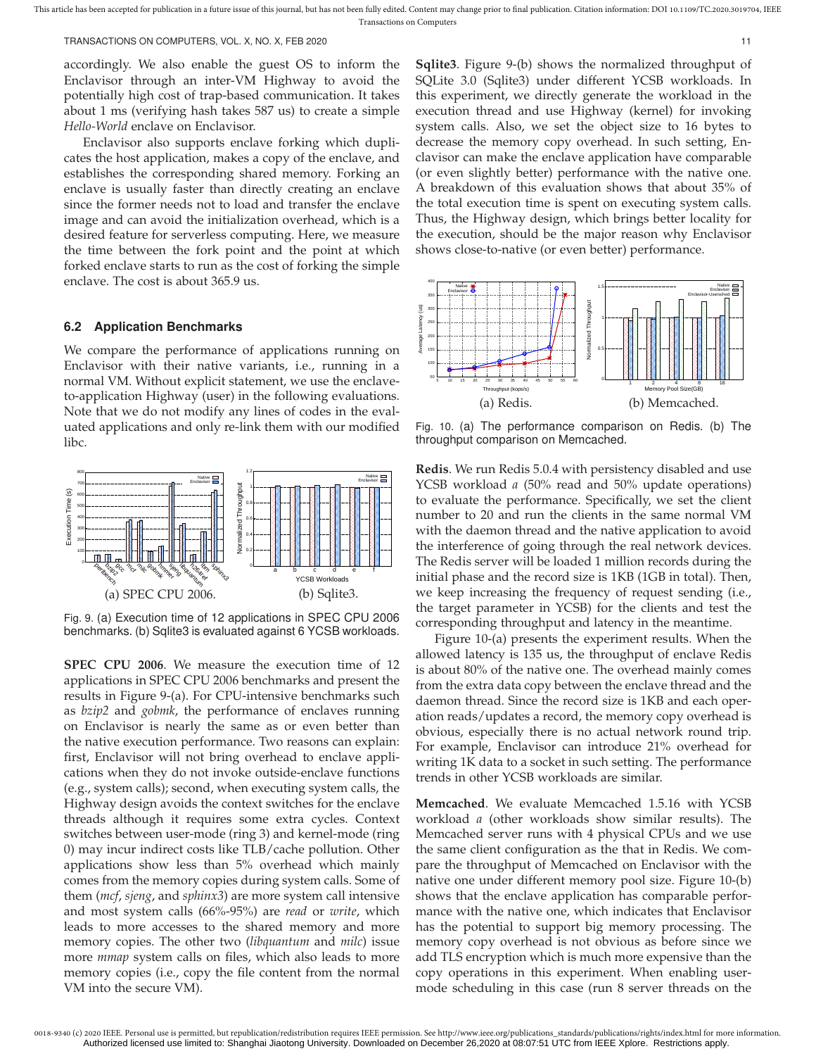accordingly. We also enable the guest OS to inform the Enclavisor through an inter-VM Highway to avoid the potentially high cost of trap-based communication. It takes about 1 ms (verifying hash takes 587 us) to create a simple *Hello-World* enclave on Enclavisor.

Enclavisor also supports enclave forking which duplicates the host application, makes a copy of the enclave, and establishes the corresponding shared memory. Forking an enclave is usually faster than directly creating an enclave since the former needs not to load and transfer the enclave image and can avoid the initialization overhead, which is a desired feature for serverless computing. Here, we measure the time between the fork point and the point at which forked enclave starts to run as the cost of forking the simple enclave. The cost is about 365.9 us.

### 6.2 Application Benchmarks

We compare the performance of applications running on Enclavisor with their native variants, i.e., running in a normal VM. Without explicit statement, we use the enclave-to-application Highway (user) in the following evaluations. Note that we do not modify any lines of codes in the evaluated applications and only re-link them with our modified libc.

(a) SPEC CPU 2006. (b) Sqlite3.

Fig. 9. (a) Execution time of 12 applications in SPEC CPU 2006 benchmarks. (b) Sqlite3 is evaluated against 6 YCSB workloads.

**SPEC CPU 2006**. We measure the execution time of 12 applications in SPEC CPU 2006 benchmarks and present the results in Figure 9-(a). For CPU-intensive benchmarks such as *bzip2* and *gobmk*, the performance of enclaves running on Enclavisor is nearly the same as or even better than the native execution performance. Two reasons can explain: first, Enclavisor will not bring overhead to enclave applications when they do not invoke outside-enclave functions (e.g., system calls); second, when executing system calls, the Highway design avoids the context switches for the enclave threads although it requires some extra cycles. Context switches between user-mode (ring 3) and kernel-mode (ring 0) may incur indirect costs like TLB/cache pollution. Other applications show less than 5% overhead which mainly comes from the memory copies during system calls. Some of them (*mcf*, *sjeng*, and *sphinx3*) are more system call intensive and most system calls (66%-95%) are *read* or *write*, which leads to more accesses to the shared memory and more memory copies. The other two (*libquantum* and *milc*) issue more *mmap* system calls on files, which also leads to more memory copies (i.e., copy the file content from the normal VM into the secure VM).

**Sqlite3**. Figure 9-(b) shows the normalized throughput of SQLite 3.0 (Sqlite3) under different YCSB workloads. In this experiment, we directly generate the workload in the execution thread and use Highway (kernel) for invoking system calls. Also, we set the object size to 16 bytes to decrease the memory copy overhead. In such setting, Enclavisor can make the enclave application have comparable (or even slightly better) performance with the native one. A breakdown of this evaluation shows that about 35% of the total execution time is spent on executing system calls. Thus, the Highway design, which brings better locality for the execution, should be the major reason why Enclavisor shows close-to-native (or even better) performance.

(a) Redis. (b) Memcached.

Fig. 10. (a) The performance comparison on Redis. (b) The throughput comparison on Memcached.

**Redis**. We run Redis 5.0.4 with persistency disabled and use YCSB workload *a* (50% read and 50% update operations) to evaluate the performance. Specifically, we set the client number to 20 and run the clients in the same normal VM with the daemon thread and the native application to avoid the interference of going through the real network devices. The Redis server will be loaded 1 million records during the initial phase and the record size is 1KB (1GB in total). Then, we keep increasing the frequency of request sending (i.e., the target parameter in YCSB) for the clients and test the corresponding throughput and latency in the meantime.

Figure 10-(a) presents the experiment results. When the allowed latency is 135 us, the throughput of enclave Redis is about 80% of the native one. The overhead mainly comes from the extra data copy between the enclave thread and the daemon thread. Since the record size is 1KB and each operation reads/updates a record, the memory copy overhead is obvious, especially there is no actual network round trip. For example, Enclavisor can introduce 21% overhead for writing 1K data to a socket in such setting. The performance trends in other YCSB workloads are similar.

**Memcached**. We evaluate Memcached 1.5.16 with YCSB workload *a* (other workloads show similar results). The Memcached server runs with 4 physical CPUs and we use the same client configuration as the that in Redis. We compare the throughput of Memcached on Enclavisor with the native one under different memory pool size. Figure 10-(b) shows that the enclave application has comparable performance with the native one, which indicates that Enclavisor has the potential to support big memory processing. The memory copy overhead is not obvious as before since we add TLS encryption which is much more expensive than the copy operations in this experiment. When enabling user-mode scheduling in this case (run 8 server threads on the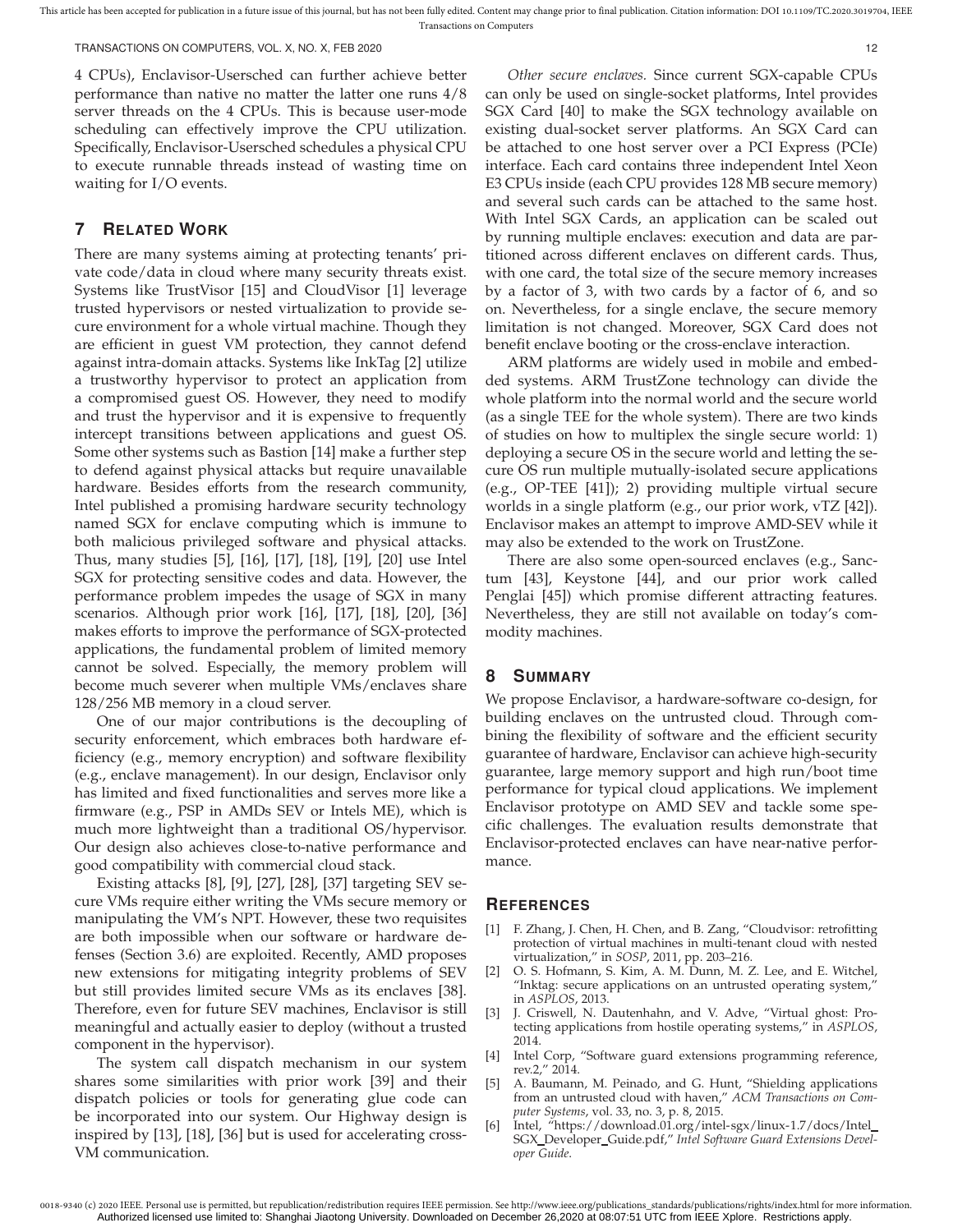4 CPUs), Enclavisor-Usersched can further achieve better performance than native no matter the latter one runs 4/8 server threads on the 4 CPUs. This is because user-mode scheduling can effectively improve the CPU utilization. Specifically, Enclavisor-Usersched schedules a physical CPU to execute runnable threads instead of wasting time on waiting for I/O events.

## 7 Related Work

There are many systems aiming at protecting tenants' private code/data in cloud where many security threats exist. Systems like TrustVisor [15] and CloudVisor [1] leverage trusted hypervisors or nested virtualization to provide secure environment for a whole virtual machine. Though they are efficient in guest VM protection, they cannot defend against intra-domain attacks. Systems like InkTag [2] utilize a trustworthy hypervisor to protect an application from a compromised guest OS. However, they need to modify and trust the hypervisor and it is expensive to frequently intercept transitions between applications and guest OS. Some other systems such as Bastion [14] make a further step to defend against physical attacks but require unavailable hardware. Besides efforts from the research community, Intel published a promising hardware security technology named SGX for enclave computing which is immune to both malicious privileged software and physical attacks. Thus, many studies [5], [16], [17], [18], [19], [20] use Intel SGX for protecting sensitive codes and data. However, the performance problem impedes the usage of SGX in many scenarios. Although prior work [16], [17], [18], [20], [36] makes efforts to improve the performance of SGX-protected applications, the fundamental problem of limited memory cannot be solved. Especially, the memory problem will become much severer when multiple VMs/enclaves share 128/256 MB memory in a cloud server.

One of our major contributions is the decoupling of security enforcement, which embraces both hardware efficiency (e.g., memory encryption) and software flexibility (e.g., enclave management). In our design, Enclavisor only has limited and fixed functionalities and serves more like a firmware (e.g., PSP in AMDs SEV or Intels ME), which is much more lightweight than a traditional OS/hypervisor. Our design also achieves close-to-native performance and good compatibility with commercial cloud stack.

Existing attacks [8], [9], [27], [28], [37] targeting SEV secure VMs require either writing the VMs secure memory or manipulating the VM's NPT. However, these two requisites are both impossible when our software or hardware defenses (Section 3.6) are exploited. Recently, AMD proposes new extensions for mitigating integrity problems of SEV but still provides limited secure VMs as its enclaves [38]. Therefore, even for future SEV machines, Enclavisor is still meaningful and actually easier to deploy (without a trusted component in the hypervisor).

The system call dispatch mechanism in our system shares some similarities with prior work [39] and their dispatch policies or tools for generating glue code can be incorporated into our system. Our Highway design is inspired by [13], [18], [36] but is used for accelerating cross-VM communication.

*Other secure enclaves.* Since current SGX-capable CPUs can only be used on single-socket platforms, Intel provides SGX Card [40] to make the SGX technology available on existing dual-socket server platforms. An SGX Card can be attached to one host server over a PCI Express (PCIe) interface. Each card contains three independent Intel Xeon E3 CPUs inside (each CPU provides 128 MB secure memory) and several such cards can be attached to the same host. With Intel SGX Cards, an application can be scaled out by running multiple enclaves: execution and data are partitioned across different enclaves on different cards. Thus, with one card, the total size of the secure memory increases by a factor of 3, with two cards by a factor of 6, and so on. Nevertheless, for a single enclave, the secure memory limitation is not changed. Moreover, SGX Card does not benefit enclave booting or the cross-enclave interaction.

ARM platforms are widely used in mobile and embedded systems. ARM TrustZone technology can divide the whole platform into the normal world and the secure world (as a single TEE for the whole system). There are two kinds of studies on how to multiplex the single secure world: 1) deploying a secure OS in the secure world and letting the secure OS run multiple mutually-isolated secure applications (e.g., OP-TEE [41]); 2) providing multiple virtual secure worlds in a single platform (e.g., our prior work, vTZ [42]). Enclavisor makes an attempt to improve AMD-SEV while it may also be extended to the work on TrustZone.

There are also some open-sourced enclaves (e.g., Sanctum [43], Keystone [44], and our prior work called Penglai [45]) which promise different attracting features. Nevertheless, they are still not available on today's commodity machines.

## 8 Summary

We propose Enclavisor, a hardware-software co-design, for building enclaves on the untrusted cloud. Through combining the flexibility of software and the efficient security guarantee of hardware, Enclavisor can achieve high-security guarantee, large memory support and high run/boot time performance for typical cloud applications. We implement Enclavisor prototype on AMD SEV and tackle some specific challenges. The evaluation results demonstrate that Enclavisor-protected enclaves can have near-native performance.

## References

[1] F. Zhang, J. Chen, H. Chen, and B. Zang, "Cloudvisor: retrofitting protection of virtual machines in multi-tenant cloud with nested virtualization," in *SOSP*, 2011, pp. 203–216.

[2] O. S. Hofmann, S. Kim, A. M. Dunn, M. Z. Lee, and E. Witchel, "Inktag: secure applications on an untrusted operating system," in *ASPLOS*, 2013.

[3] J. Criswell, N. Dautenhahn, and V. Adve, "Virtual ghost: Protecting applications from hostile operating systems," in *ASPLOS*, 2014.

[4] Intel Corp, "Software guard extensions programming reference, rev.2," 2014.

[5] A. Baumann, M. Peinado, and G. Hunt, "Shielding applications from an untrusted cloud with haven," *ACM Transactions on Computer Systems*, vol. 33, no. 3, p. 8, 2015.

[6] Intel, "https://download.01.org/intel-sgx/linux-1.7/docs/Intel_SGX_Developer_Guide.pdf," *Intel Software Guard Extensions Developer Guide*.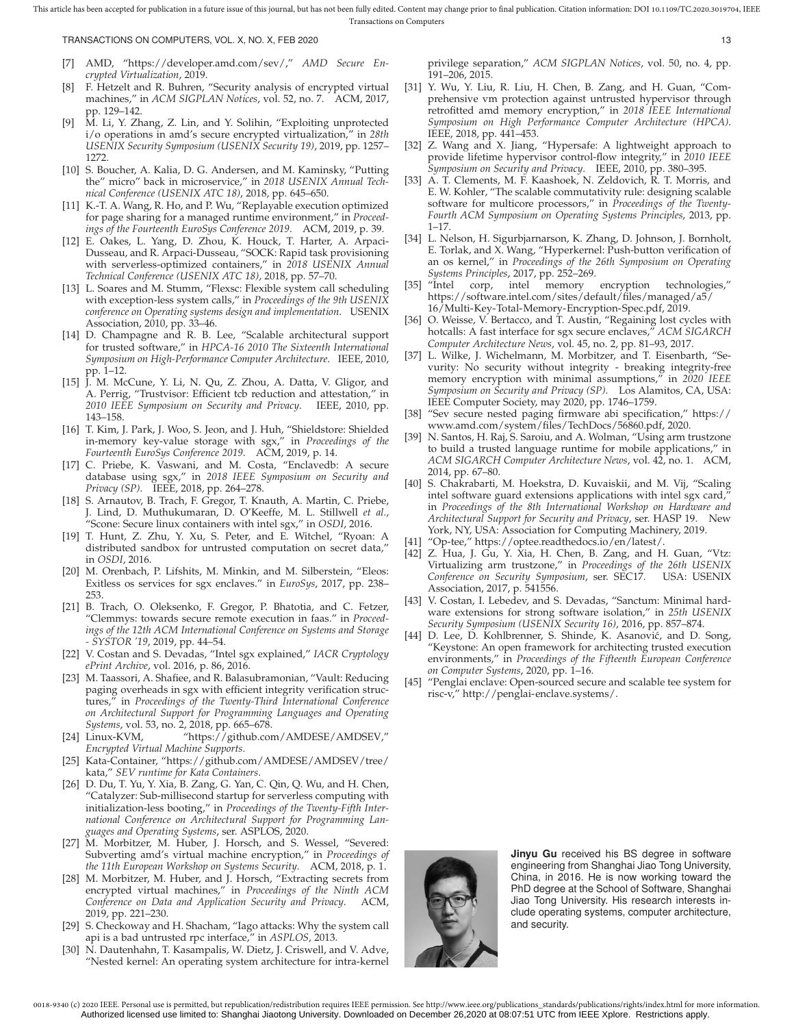[7] AMD, "https://developer.amd.com/sev/," *AMD Secure Encrypted Virtualization*, 2019.

[8] F. Hetzelt and R. Buhren, "Security analysis of encrypted virtual machines," in *ACM SIGPLAN Notices*, vol. 52, no. 7. ACM, 2017, pp. 129–142.

[9] M. Li, Y. Zhang, Z. Lin, and Y. Solihin, "Exploiting unprotected i/o operations in amd's secure encrypted virtualization," in *28th USENIX Security Symposium (USENIX Security 19)*, 2019, pp. 1257–1272.

[10] S. Boucher, A. Kalia, D. G. Andersen, and M. Kaminsky, "Putting the" micro" back in microservice," in *2018 USENIX Annual Technical Conference (USENIX ATC 18)*, 2018, pp. 645–650.

[11] K.-T. A. Wang, R. Ho, and P. Wu, "Replayable execution optimized for page sharing for a managed runtime environment," in *Proceedings of the Fourteenth EuroSys Conference 2019*. ACM, 2019, p. 39.

[12] E. Oakes, L. Yang, D. Zhou, K. Houck, T. Harter, A. Arpaci-Dusseau, and R. Arpaci-Dusseau, "SOCK: Rapid task provisioning with serverless-optimized containers," in *2018 USENIX Annual Technical Conference (USENIX ATC 18)*, 2018, pp. 57–70.

[13] L. Soares and M. Stumm, "Flexsc: Flexible system call scheduling with exception-less system calls," in *Proceedings of the 9th USENIX conference on Operating systems design and implementation*. USENIX Association, 2010, pp. 33–46.

[14] D. Champagne and R. B. Lee, "Scalable architectural support for trusted software," in *HPCA-16 2010 The Sixteenth International Symposium on High-Performance Computer Architecture*. IEEE, 2010, pp. 1–12.

[15] J. M. McCune, Y. Li, N. Qu, Z. Zhou, A. Datta, V. Gligor, and A. Perrig, "Trustvisor: Efficient tcb reduction and attestation," in *2010 IEEE Symposium on Security and Privacy*. IEEE, 2010, pp. 143–158.

[16] T. Kim, J. Park, J. Woo, S. Jeon, and J. Huh, "Shieldstore: Shielded in-memory key-value storage with sgx," in *Proceedings of the Fourteenth EuroSys Conference 2019*. ACM, 2019, p. 14.

[17] C. Priebe, K. Vaswani, and M. Costa, "Enclavedb: A secure database using sgx," in *2018 IEEE Symposium on Security and Privacy (SP)*. IEEE, 2018, pp. 264–278.

[18] S. Arnautov, B. Trach, F. Gregor, T. Knauth, A. Martin, C. Priebe, J. Lind, D. Muthukumaran, D. O'Keeffe, M. L. Stillwell *et al.*, "Scone: Secure linux containers with intel sgx," in *OSDI*, 2016.

[19] T. Hunt, Z. Zhu, Y. Xu, S. Peter, and E. Witchel, "Ryoan: A distributed sandbox for untrusted computation on secret data," in *OSDI*, 2016.

[20] M. Orenbach, P. Lifshits, M. Minkin, and M. Silberstein, "Eleos: Exitless os services for sgx enclaves." in *EuroSys*, 2017, pp. 238–253.

[21] B. Trach, O. Oleksenko, F. Gregor, P. Bhatotia, and C. Fetzer, "Clemmys: towards secure remote execution in faas." in *Proceedings of the 12th ACM International Conference on Systems and Storage - SYSTOR '19*, 2019, pp. 44–54.

[22] V. Costan and S. Devadas, "Intel sgx explained," *IACR Cryptology ePrint Archive*, vol. 2016, p. 86, 2016.

[23] M. Taassori, A. Shafiee, and R. Balasubramonian, "Vault: Reducing paging overheads in sgx with efficient integrity verification structures," in *Proceedings of the Twenty-Third International Conference on Architectural Support for Programming Languages and Operating Systems*, vol. 53, no. 2, 2018, pp. 665–678.

[24] Linux-KVM, "https://github.com/AMDESE/AMDSEV," *Encrypted Virtual Machine Supports*.

[25] Kata-Container, "https://github.com/AMDESE/AMDSEV/tree/kata," *SEV runtime for Kata Containers*.

[26] D. Du, T. Yu, Y. Xia, B. Zang, G. Yan, C. Qin, Q. Wu, and H. Chen, "Catalyzer: Sub-millisecond startup for serverless computing with initialization-less booting," in *Proceedings of the Twenty-Fifth International Conference on Architectural Support for Programming Languages and Operating Systems*, ser. ASPLOS, 2020.

[27] M. Morbitzer, M. Huber, J. Horsch, and S. Wessel, "Severed: Subverting amd's virtual machine encryption," in *Proceedings of the 11th European Workshop on Systems Security*. ACM, 2018, p. 1.

[28] M. Morbitzer, M. Huber, and J. Horsch, "Extracting secrets from encrypted virtual machines," in *Proceedings of the Ninth ACM Conference on Data and Application Security and Privacy*. ACM, 2019, pp. 221–230.

[29] S. Checkoway and H. Shacham, "Iago attacks: Why the system call api is a bad untrusted rpc interface," in *ASPLOS*, 2013.

[30] N. Dautenhahn, T. Kasampalis, W. Dietz, J. Criswell, and V. Adve, "Nested kernel: An operating system architecture for intra-kernel privilege separation," *ACM SIGPLAN Notices*, vol. 50, no. 4, pp. 191–206, 2015.

[31] Y. Wu, Y. Liu, R. Liu, H. Chen, B. Zang, and H. Guan, "Comprehensive vm protection against untrusted hypervisor through retrofitted amd memory encryption," in *2018 IEEE International Symposium on High Performance Computer Architecture (HPCA)*. IEEE, 2018, pp. 441–453.

[32] Z. Wang and X. Jiang, "Hypersafe: A lightweight approach to provide lifetime hypervisor control-flow integrity," in *2010 IEEE Symposium on Security and Privacy*. IEEE, 2010, pp. 380–395.

[33] A. T. Clements, M. F. Kaashoek, N. Zeldovich, R. T. Morris, and E. W. Kohler, "The scalable commutativity rule: designing scalable software for multicore processors," in *Proceedings of the Twenty-Fourth ACM Symposium on Operating Systems Principles*, 2013, pp. 1–17.

[34] L. Nelson, H. Sigurbjarnarson, K. Zhang, D. Johnson, J. Bornholt, E. Torlak, and X. Wang, "Hyperkernel: Push-button verification of an os kernel," in *Proceedings of the 26th Symposium on Operating Systems Principles*, 2017, pp. 252–269.

[35] "Intel corp, intel memory encryption technologies," https://software.intel.com/sites/default/files/managed/a5/16/Multi-Key-Total-Memory-Encryption-Spec.pdf, 2019.

[36] O. Weisse, V. Bertacco, and T. Austin, "Regaining lost cycles with hotcalls: A fast interface for sgx secure enclaves," *ACM SIGARCH Computer Architecture News*, vol. 45, no. 2, pp. 81–93, 2017.

[37] L. Wilke, J. Wichelmann, M. Morbitzer, and T. Eisenbarth, "Sevurity: No security without integrity - breaking integrity-free memory encryption with minimal assumptions," in *2020 IEEE Symposium on Security and Privacy (SP)*. Los Alamitos, CA, USA: IEEE Computer Society, may 2020, pp. 1746–1759.

[38] "Sev secure nested paging firmware abi specification," https://www.amd.com/system/files/TechDocs/56860.pdf, 2020.

[39] N. Santos, H. Raj, S. Saroiu, and A. Wolman, "Using arm trustzone to build a trusted language runtime for mobile applications," in *ACM SIGARCH Computer Architecture News*, vol. 42, no. 1. ACM, 2014, pp. 67–80.

[40] S. Chakrabarti, M. Hoekstra, D. Kuvaiskii, and M. Vij, "Scaling intel software guard extensions applications with intel sgx card," in *Proceedings of the 8th International Workshop on Hardware and Architectural Support for Security and Privacy*, ser. HASP 19. New York, NY, USA: Association for Computing Machinery, 2019.

[41] "Op-tee," https://optee.readthedocs.io/en/latest/.

[42] Z. Hua, J. Gu, Y. Xia, H. Chen, B. Zang, and H. Guan, "Vtz: Virtualizing arm trustzone," in *Proceedings of the 26th USENIX Conference on Security Symposium*, ser. SEC17. USA: USENIX Association, 2017, p. 541556.

[43] V. Costan, I. Lebedev, and S. Devadas, "Sanctum: Minimal hardware extensions for strong software isolation," in *25th USENIX Security Symposium (USENIX Security 16)*, 2016, pp. 857–874.

[44] D. Lee, D. Kohlbrenner, S. Shinde, K. Asanović, and D. Song, "Keystone: An open framework for architecting trusted execution environments," in *Proceedings of the Fifteenth European Conference on Computer Systems*, 2020, pp. 1–16.

[45] "Penglai enclave: Open-sourced secure and scalable tee system for risc-v," http://penglai-enclave.systems/.

**Jinyu Gu** received his BS degree in software engineering from Shanghai Jiao Tong University, China, in 2016. He is now working toward the PhD degree at the School of Software, Shanghai Jiao Tong University. His research interests include operating systems, computer architecture, and security.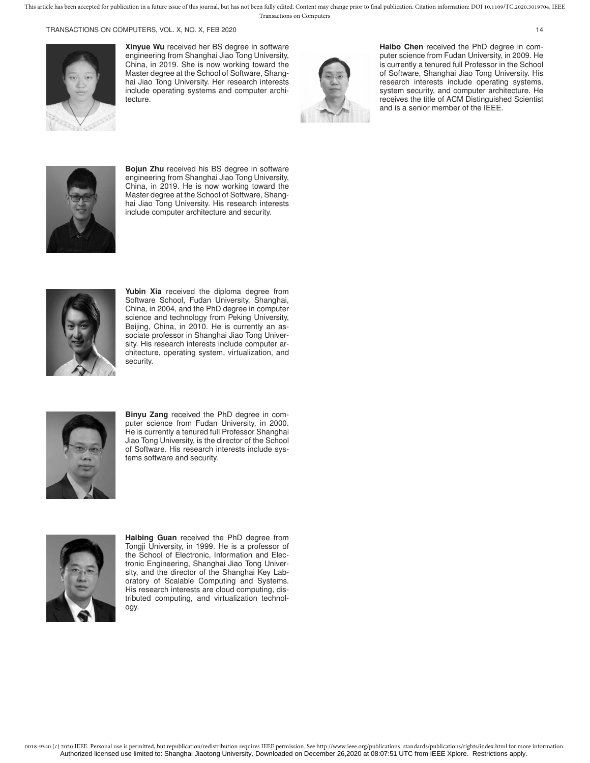**Xinyue Wu** received her BS degree in software engineering from Shanghai Jiao Tong University, China, in 2019. She is now working toward the Master degree at the School of Software, Shanghai Jiao Tong University. Her research interests include operating systems and computer architecture.

**Bojun Zhu** received his BS degree in software engineering from Shanghai Jiao Tong University, China, in 2019. He is now working toward the Master degree at the School of Software, Shanghai Jiao Tong University. His research interests include computer architecture and security.

**Yubin Xia** received the diploma degree from Software School, Fudan University, Shanghai, China, in 2004, and the PhD degree in computer science and technology from Peking University, Beijing, China, in 2010. He is currently an associate professor in Shanghai Jiao Tong University. His research interests include computer architecture, operating system, virtualization, and security.

**Binyu Zang** received the PhD degree in computer science from Fudan University, in 2000. He is currently a tenured full Professor Shanghai Jiao Tong University, is the director of the School of Software. His research interests include systems software and security.

**Haibing Guan** received the PhD degree from Tongji University, in 1999. He is a professor of the School of Electronic, Information and Electronic Engineering, Shanghai Jiao Tong University, and the director of the Shanghai Key Laboratory of Scalable Computing and Systems. His research interests are cloud computing, distributed computing, and virtualization technology.

**Haibo Chen** received the PhD degree in computer science from Fudan University, in 2009. He is currently a tenured full Professor in the School of Software, Shanghai Jiao Tong University. His research interests include operating systems, system security, and computer architecture. He receives the title of ACM Distinguished Scientist and is a senior member of the IEEE.